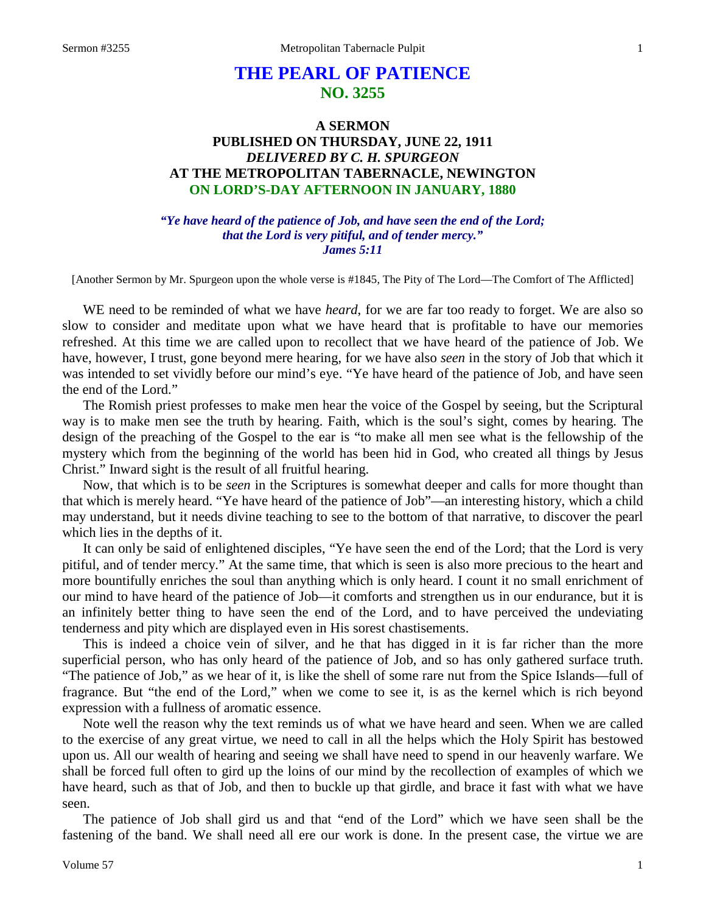# THE PEARL OF PATIENCE
## NO. 3255

### A SERMON
### PUBLISHED ON THURSDAY, JUNE 22, 1911
### *DELIVERED BY C. H. SPURGEON*
### AT THE METROPOLITAN TABERNACLE, NEWINGTON
### ON LORD'S-DAY AFTERNOON IN JANUARY, 1880

***"Ye have heard of the patience of Job, and have seen the end of the Lord; that the Lord is very pitiful, and of tender mercy." James 5:11***

[Another Sermon by Mr. Spurgeon upon the whole verse is #1845, The Pity of The Lord—The Comfort of The Afflicted]

WE need to be reminded of what we have *heard*, for we are far too ready to forget. We are also so slow to consider and meditate upon what we have heard that is profitable to have our memories refreshed. At this time we are called upon to recollect that we have heard of the patience of Job. We have, however, I trust, gone beyond mere hearing, for we have also *seen* in the story of Job that which it was intended to set vividly before our mind's eye. "Ye have heard of the patience of Job, and have seen the end of the Lord."

The Romish priest professes to make men hear the voice of the Gospel by seeing, but the Scriptural way is to make men see the truth by hearing. Faith, which is the soul's sight, comes by hearing. The design of the preaching of the Gospel to the ear is "to make all men see what is the fellowship of the mystery which from the beginning of the world has been hid in God, who created all things by Jesus Christ." Inward sight is the result of all fruitful hearing.

Now, that which is to be *seen* in the Scriptures is somewhat deeper and calls for more thought than that which is merely heard. "Ye have heard of the patience of Job"—an interesting history, which a child may understand, but it needs divine teaching to see to the bottom of that narrative, to discover the pearl which lies in the depths of it.

It can only be said of enlightened disciples, "Ye have seen the end of the Lord; that the Lord is very pitiful, and of tender mercy." At the same time, that which is seen is also more precious to the heart and more bountifully enriches the soul than anything which is only heard. I count it no small enrichment of our mind to have heard of the patience of Job—it comforts and strengthen us in our endurance, but it is an infinitely better thing to have seen the end of the Lord, and to have perceived the undeviating tenderness and pity which are displayed even in His sorest chastisements.

This is indeed a choice vein of silver, and he that has digged in it is far richer than the more superficial person, who has only heard of the patience of Job, and so has only gathered surface truth. "The patience of Job," as we hear of it, is like the shell of some rare nut from the Spice Islands—full of fragrance. But "the end of the Lord," when we come to see it, is as the kernel which is rich beyond expression with a fullness of aromatic essence.

Note well the reason why the text reminds us of what we have heard and seen. When we are called to the exercise of any great virtue, we need to call in all the helps which the Holy Spirit has bestowed upon us. All our wealth of hearing and seeing we shall have need to spend in our heavenly warfare. We shall be forced full often to gird up the loins of our mind by the recollection of examples of which we have heard, such as that of Job, and then to buckle up that girdle, and brace it fast with what we have seen.

The patience of Job shall gird us and that "end of the Lord" which we have seen shall be the fastening of the band. We shall need all ere our work is done. In the present case, the virtue we are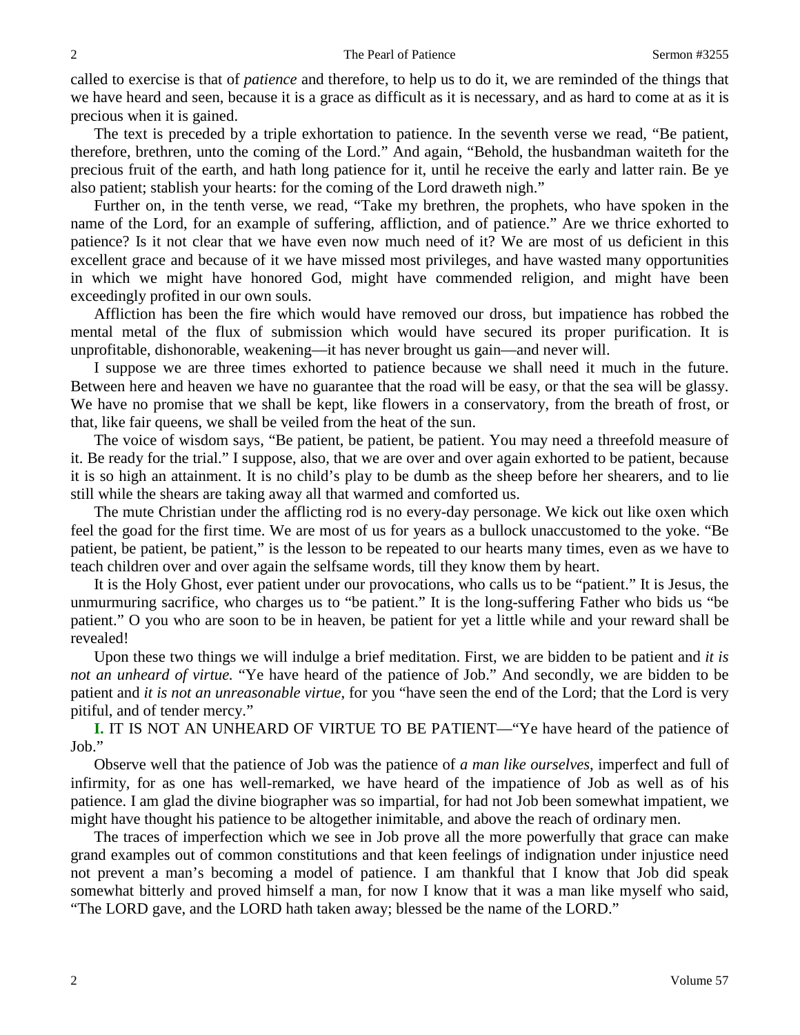called to exercise is that of *patience* and therefore, to help us to do it, we are reminded of the things that we have heard and seen, because it is a grace as difficult as it is necessary, and as hard to come at as it is precious when it is gained.

The text is preceded by a triple exhortation to patience. In the seventh verse we read, "Be patient, therefore, brethren, unto the coming of the Lord." And again, "Behold, the husbandman waiteth for the precious fruit of the earth, and hath long patience for it, until he receive the early and latter rain. Be ye also patient; stablish your hearts: for the coming of the Lord draweth nigh."

Further on, in the tenth verse, we read, "Take my brethren, the prophets, who have spoken in the name of the Lord, for an example of suffering, affliction, and of patience." Are we thrice exhorted to patience? Is it not clear that we have even now much need of it? We are most of us deficient in this excellent grace and because of it we have missed most privileges, and have wasted many opportunities in which we might have honored God, might have commended religion, and might have been exceedingly profited in our own souls.

Affliction has been the fire which would have removed our dross, but impatience has robbed the mental metal of the flux of submission which would have secured its proper purification. It is unprofitable, dishonorable, weakening—it has never brought us gain—and never will.

I suppose we are three times exhorted to patience because we shall need it much in the future. Between here and heaven we have no guarantee that the road will be easy, or that the sea will be glassy. We have no promise that we shall be kept, like flowers in a conservatory, from the breath of frost, or that, like fair queens, we shall be veiled from the heat of the sun.

The voice of wisdom says, "Be patient, be patient, be patient. You may need a threefold measure of it. Be ready for the trial." I suppose, also, that we are over and over again exhorted to be patient, because it is so high an attainment. It is no child's play to be dumb as the sheep before her shearers, and to lie still while the shears are taking away all that warmed and comforted us.

The mute Christian under the afflicting rod is no every-day personage. We kick out like oxen which feel the goad for the first time. We are most of us for years as a bullock unaccustomed to the yoke. "Be patient, be patient, be patient," is the lesson to be repeated to our hearts many times, even as we have to teach children over and over again the selfsame words, till they know them by heart.

It is the Holy Ghost, ever patient under our provocations, who calls us to be "patient." It is Jesus, the unmurmuring sacrifice, who charges us to "be patient." It is the long-suffering Father who bids us "be patient." O you who are soon to be in heaven, be patient for yet a little while and your reward shall be revealed!

Upon these two things we will indulge a brief meditation. First, we are bidden to be patient and *it is not an unheard of virtue.* "Ye have heard of the patience of Job." And secondly, we are bidden to be patient and *it is not an unreasonable virtue*, for you "have seen the end of the Lord; that the Lord is very pitiful, and of tender mercy."

**I.** IT IS NOT AN UNHEARD OF VIRTUE TO BE PATIENT—"Ye have heard of the patience of Job."

Observe well that the patience of Job was the patience of *a man like ourselves*, imperfect and full of infirmity, for as one has well-remarked, we have heard of the impatience of Job as well as of his patience. I am glad the divine biographer was so impartial, for had not Job been somewhat impatient, we might have thought his patience to be altogether inimitable, and above the reach of ordinary men.

The traces of imperfection which we see in Job prove all the more powerfully that grace can make grand examples out of common constitutions and that keen feelings of indignation under injustice need not prevent a man's becoming a model of patience. I am thankful that I know that Job did speak somewhat bitterly and proved himself a man, for now I know that it was a man like myself who said, "The LORD gave, and the LORD hath taken away; blessed be the name of the LORD."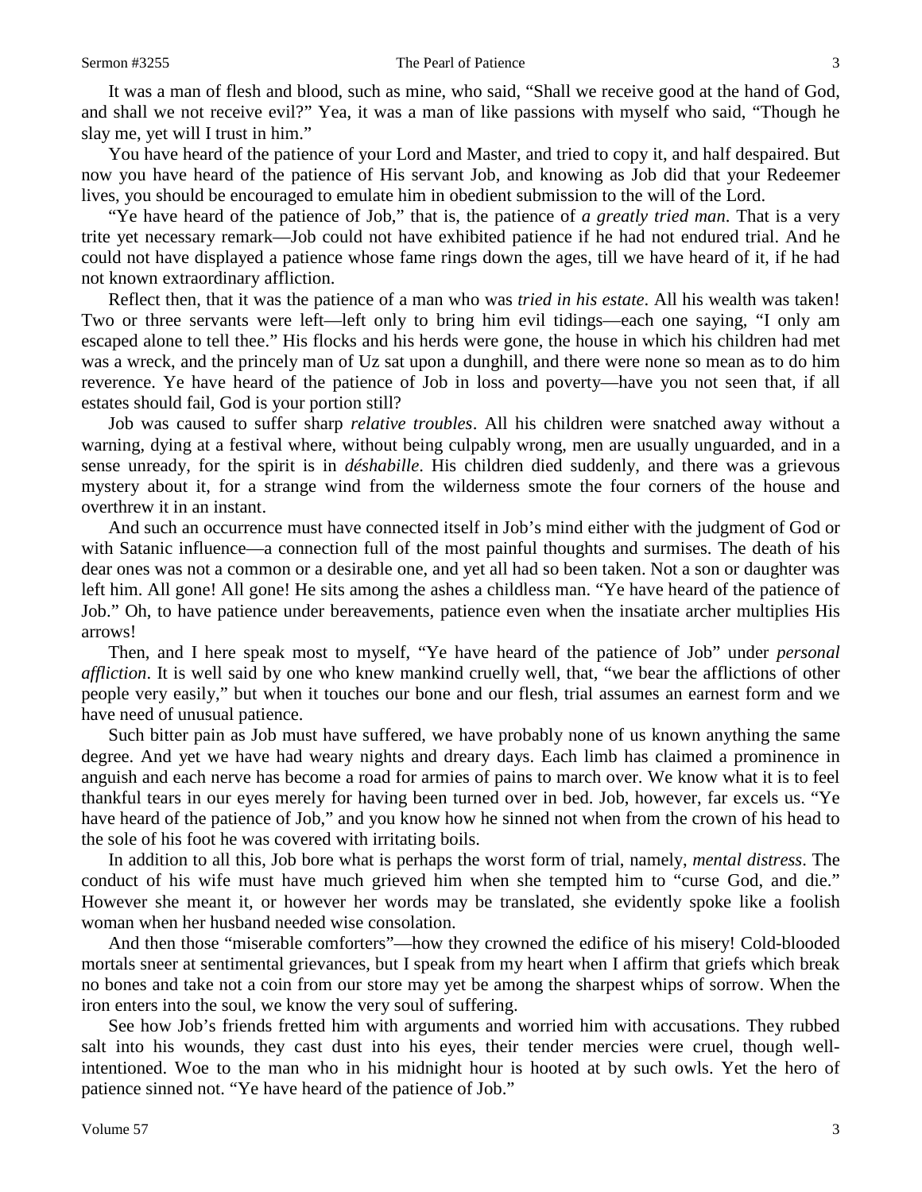It was a man of flesh and blood, such as mine, who said, "Shall we receive good at the hand of God, and shall we not receive evil?" Yea, it was a man of like passions with myself who said, "Though he slay me, yet will I trust in him."

You have heard of the patience of your Lord and Master, and tried to copy it, and half despaired. But now you have heard of the patience of His servant Job, and knowing as Job did that your Redeemer lives, you should be encouraged to emulate him in obedient submission to the will of the Lord.

"Ye have heard of the patience of Job," that is, the patience of *a greatly tried man*. That is a very trite yet necessary remark—Job could not have exhibited patience if he had not endured trial. And he could not have displayed a patience whose fame rings down the ages, till we have heard of it, if he had not known extraordinary affliction.

Reflect then, that it was the patience of a man who was *tried in his estate*. All his wealth was taken! Two or three servants were left—left only to bring him evil tidings—each one saying, "I only am escaped alone to tell thee." His flocks and his herds were gone, the house in which his children had met was a wreck, and the princely man of Uz sat upon a dunghill, and there were none so mean as to do him reverence. Ye have heard of the patience of Job in loss and poverty—have you not seen that, if all estates should fail, God is your portion still?

Job was caused to suffer sharp *relative troubles*. All his children were snatched away without a warning, dying at a festival where, without being culpably wrong, men are usually unguarded, and in a sense unready, for the spirit is in *déshabille*. His children died suddenly, and there was a grievous mystery about it, for a strange wind from the wilderness smote the four corners of the house and overthrew it in an instant.

And such an occurrence must have connected itself in Job's mind either with the judgment of God or with Satanic influence—a connection full of the most painful thoughts and surmises. The death of his dear ones was not a common or a desirable one, and yet all had so been taken. Not a son or daughter was left him. All gone! All gone! He sits among the ashes a childless man. "Ye have heard of the patience of Job." Oh, to have patience under bereavements, patience even when the insatiate archer multiplies His arrows!

Then, and I here speak most to myself, "Ye have heard of the patience of Job" under *personal affliction*. It is well said by one who knew mankind cruelly well, that, "we bear the afflictions of other people very easily," but when it touches our bone and our flesh, trial assumes an earnest form and we have need of unusual patience.

Such bitter pain as Job must have suffered, we have probably none of us known anything the same degree. And yet we have had weary nights and dreary days. Each limb has claimed a prominence in anguish and each nerve has become a road for armies of pains to march over. We know what it is to feel thankful tears in our eyes merely for having been turned over in bed. Job, however, far excels us. "Ye have heard of the patience of Job," and you know how he sinned not when from the crown of his head to the sole of his foot he was covered with irritating boils.

In addition to all this, Job bore what is perhaps the worst form of trial, namely, *mental distress*. The conduct of his wife must have much grieved him when she tempted him to "curse God, and die." However she meant it, or however her words may be translated, she evidently spoke like a foolish woman when her husband needed wise consolation.

And then those "miserable comforters"—how they crowned the edifice of his misery! Cold-blooded mortals sneer at sentimental grievances, but I speak from my heart when I affirm that griefs which break no bones and take not a coin from our store may yet be among the sharpest whips of sorrow. When the iron enters into the soul, we know the very soul of suffering.

See how Job's friends fretted him with arguments and worried him with accusations. They rubbed salt into his wounds, they cast dust into his eyes, their tender mercies were cruel, though well-intentioned. Woe to the man who in his midnight hour is hooted at by such owls. Yet the hero of patience sinned not. "Ye have heard of the patience of Job."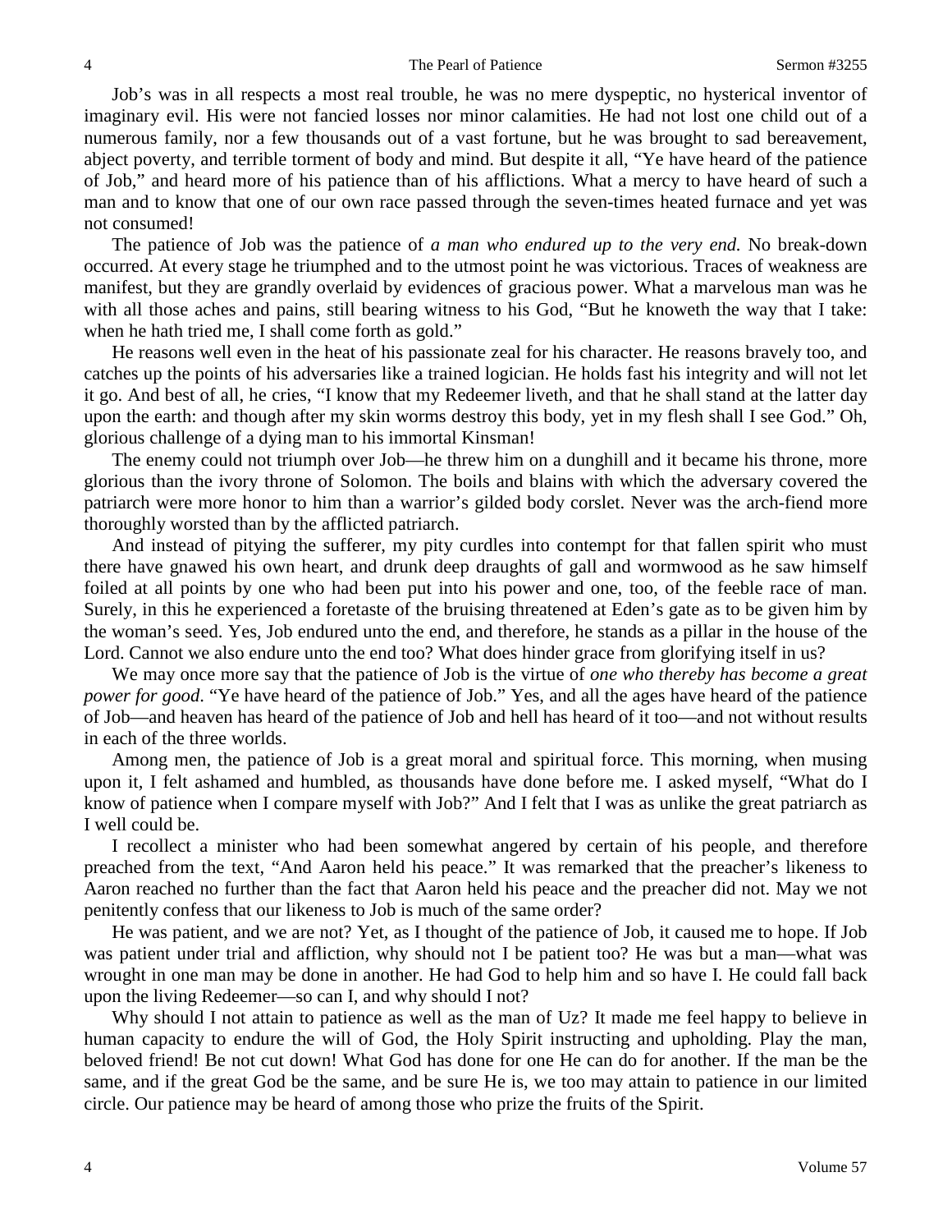Job's was in all respects a most real trouble, he was no mere dyspeptic, no hysterical inventor of imaginary evil. His were not fancied losses nor minor calamities. He had not lost one child out of a numerous family, nor a few thousands out of a vast fortune, but he was brought to sad bereavement, abject poverty, and terrible torment of body and mind. But despite it all, "Ye have heard of the patience of Job," and heard more of his patience than of his afflictions. What a mercy to have heard of such a man and to know that one of our own race passed through the seven-times heated furnace and yet was not consumed!

The patience of Job was the patience of *a man who endured up to the very end.* No break-down occurred. At every stage he triumphed and to the utmost point he was victorious. Traces of weakness are manifest, but they are grandly overlaid by evidences of gracious power. What a marvelous man was he with all those aches and pains, still bearing witness to his God, "But he knoweth the way that I take: when he hath tried me, I shall come forth as gold."

He reasons well even in the heat of his passionate zeal for his character. He reasons bravely too, and catches up the points of his adversaries like a trained logician. He holds fast his integrity and will not let it go. And best of all, he cries, "I know that my Redeemer liveth, and that he shall stand at the latter day upon the earth: and though after my skin worms destroy this body, yet in my flesh shall I see God." Oh, glorious challenge of a dying man to his immortal Kinsman!

The enemy could not triumph over Job—he threw him on a dunghill and it became his throne, more glorious than the ivory throne of Solomon. The boils and blains with which the adversary covered the patriarch were more honor to him than a warrior's gilded body corslet. Never was the arch-fiend more thoroughly worsted than by the afflicted patriarch.

And instead of pitying the sufferer, my pity curdles into contempt for that fallen spirit who must there have gnawed his own heart, and drunk deep draughts of gall and wormwood as he saw himself foiled at all points by one who had been put into his power and one, too, of the feeble race of man. Surely, in this he experienced a foretaste of the bruising threatened at Eden's gate as to be given him by the woman's seed. Yes, Job endured unto the end, and therefore, he stands as a pillar in the house of the Lord. Cannot we also endure unto the end too? What does hinder grace from glorifying itself in us?

We may once more say that the patience of Job is the virtue of *one who thereby has become a great power for good*. "Ye have heard of the patience of Job." Yes, and all the ages have heard of the patience of Job—and heaven has heard of the patience of Job and hell has heard of it too—and not without results in each of the three worlds.

Among men, the patience of Job is a great moral and spiritual force. This morning, when musing upon it, I felt ashamed and humbled, as thousands have done before me. I asked myself, "What do I know of patience when I compare myself with Job?" And I felt that I was as unlike the great patriarch as I well could be.

I recollect a minister who had been somewhat angered by certain of his people, and therefore preached from the text, "And Aaron held his peace." It was remarked that the preacher's likeness to Aaron reached no further than the fact that Aaron held his peace and the preacher did not. May we not penitently confess that our likeness to Job is much of the same order?

He was patient, and we are not? Yet, as I thought of the patience of Job, it caused me to hope. If Job was patient under trial and affliction, why should not I be patient too? He was but a man—what was wrought in one man may be done in another. He had God to help him and so have I. He could fall back upon the living Redeemer—so can I, and why should I not?

Why should I not attain to patience as well as the man of Uz? It made me feel happy to believe in human capacity to endure the will of God, the Holy Spirit instructing and upholding. Play the man, beloved friend! Be not cut down! What God has done for one He can do for another. If the man be the same, and if the great God be the same, and be sure He is, we too may attain to patience in our limited circle. Our patience may be heard of among those who prize the fruits of the Spirit.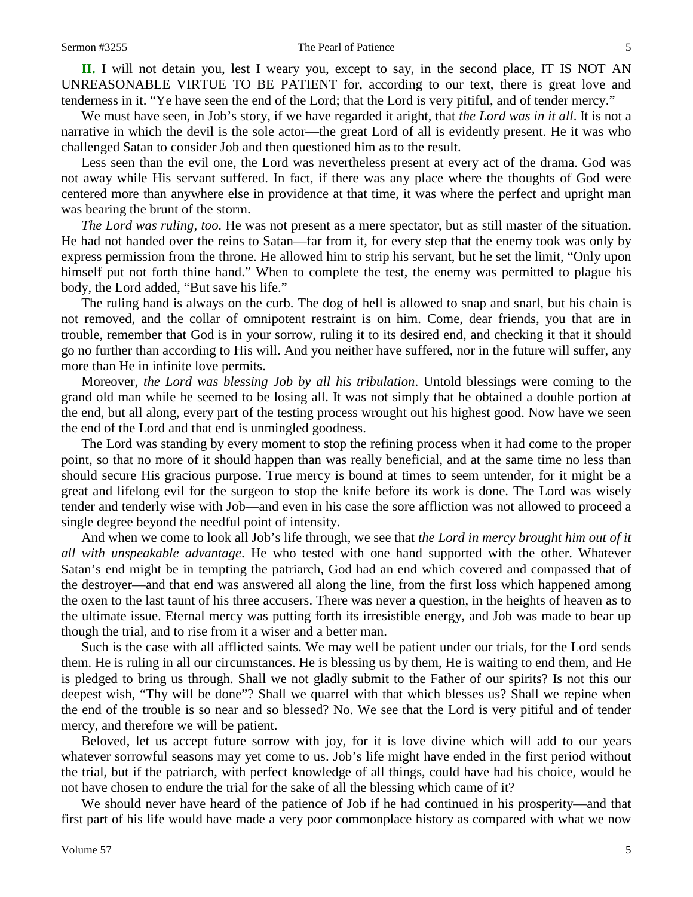**II.** I will not detain you, lest I weary you, except to say, in the second place, IT IS NOT AN UNREASONABLE VIRTUE TO BE PATIENT for, according to our text, there is great love and tenderness in it. "Ye have seen the end of the Lord; that the Lord is very pitiful, and of tender mercy."

We must have seen, in Job's story, if we have regarded it aright, that *the Lord was in it all*. It is not a narrative in which the devil is the sole actor—the great Lord of all is evidently present. He it was who challenged Satan to consider Job and then questioned him as to the result.

Less seen than the evil one, the Lord was nevertheless present at every act of the drama. God was not away while His servant suffered. In fact, if there was any place where the thoughts of God were centered more than anywhere else in providence at that time, it was where the perfect and upright man was bearing the brunt of the storm.

*The Lord was ruling, too.* He was not present as a mere spectator, but as still master of the situation. He had not handed over the reins to Satan—far from it, for every step that the enemy took was only by express permission from the throne. He allowed him to strip his servant, but he set the limit, "Only upon himself put not forth thine hand." When to complete the test, the enemy was permitted to plague his body, the Lord added, "But save his life."

The ruling hand is always on the curb. The dog of hell is allowed to snap and snarl, but his chain is not removed, and the collar of omnipotent restraint is on him. Come, dear friends, you that are in trouble, remember that God is in your sorrow, ruling it to its desired end, and checking it that it should go no further than according to His will. And you neither have suffered, nor in the future will suffer, any more than He in infinite love permits.

Moreover, *the Lord was blessing Job by all his tribulation*. Untold blessings were coming to the grand old man while he seemed to be losing all. It was not simply that he obtained a double portion at the end, but all along, every part of the testing process wrought out his highest good. Now have we seen the end of the Lord and that end is unmingled goodness.

The Lord was standing by every moment to stop the refining process when it had come to the proper point, so that no more of it should happen than was really beneficial, and at the same time no less than should secure His gracious purpose. True mercy is bound at times to seem untender, for it might be a great and lifelong evil for the surgeon to stop the knife before its work is done. The Lord was wisely tender and tenderly wise with Job—and even in his case the sore affliction was not allowed to proceed a single degree beyond the needful point of intensity.

And when we come to look all Job's life through, we see that *the Lord in mercy brought him out of it all with unspeakable advantage*. He who tested with one hand supported with the other. Whatever Satan's end might be in tempting the patriarch, God had an end which covered and compassed that of the destroyer—and that end was answered all along the line, from the first loss which happened among the oxen to the last taunt of his three accusers. There was never a question, in the heights of heaven as to the ultimate issue. Eternal mercy was putting forth its irresistible energy, and Job was made to bear up though the trial, and to rise from it a wiser and a better man.

Such is the case with all afflicted saints. We may well be patient under our trials, for the Lord sends them. He is ruling in all our circumstances. He is blessing us by them, He is waiting to end them, and He is pledged to bring us through. Shall we not gladly submit to the Father of our spirits? Is not this our deepest wish, "Thy will be done"? Shall we quarrel with that which blesses us? Shall we repine when the end of the trouble is so near and so blessed? No. We see that the Lord is very pitiful and of tender mercy, and therefore we will be patient.

Beloved, let us accept future sorrow with joy, for it is love divine which will add to our years whatever sorrowful seasons may yet come to us. Job's life might have ended in the first period without the trial, but if the patriarch, with perfect knowledge of all things, could have had his choice, would he not have chosen to endure the trial for the sake of all the blessing which came of it?

We should never have heard of the patience of Job if he had continued in his prosperity—and that first part of his life would have made a very poor commonplace history as compared with what we now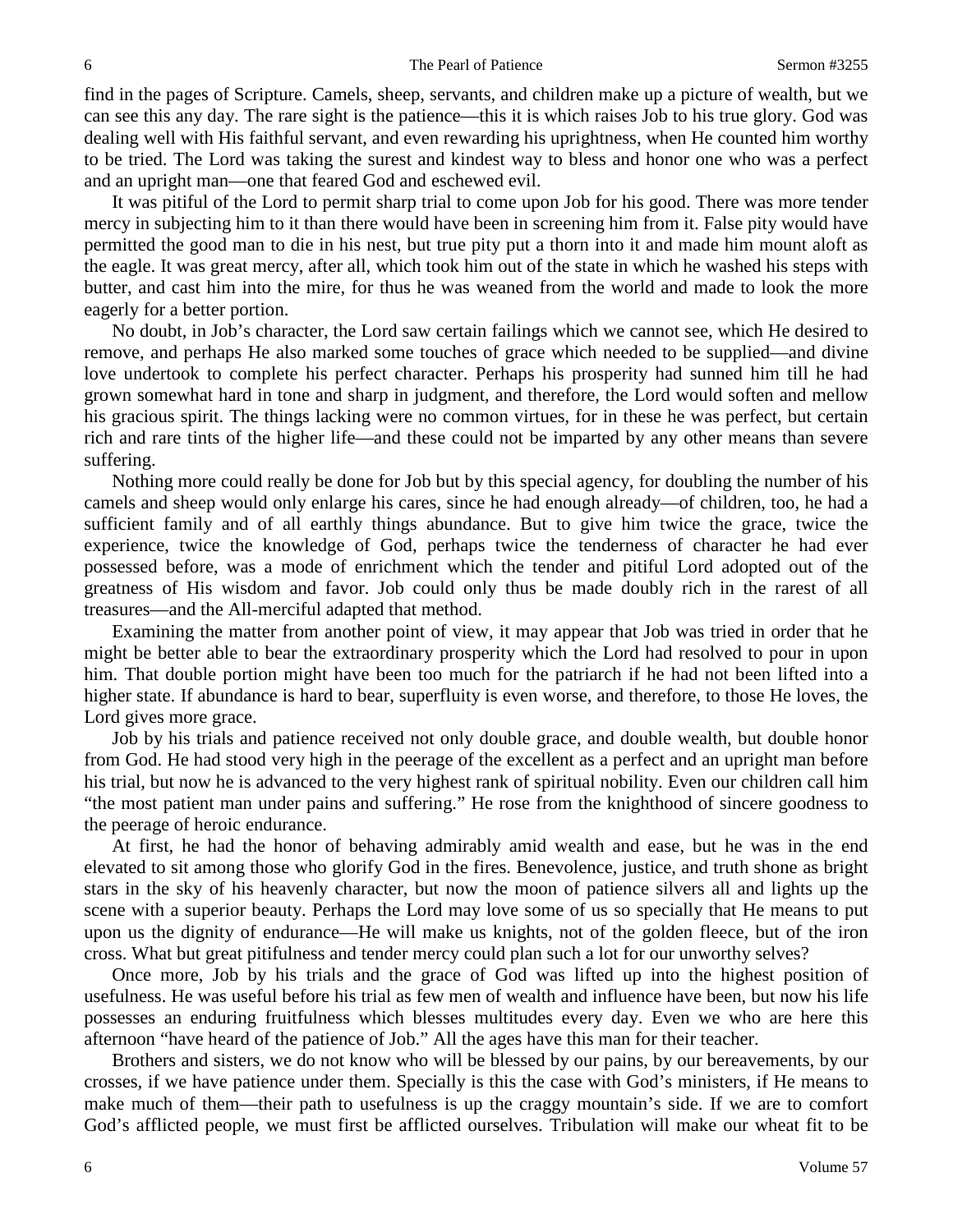find in the pages of Scripture. Camels, sheep, servants, and children make up a picture of wealth, but we can see this any day. The rare sight is the patience—this it is which raises Job to his true glory. God was dealing well with His faithful servant, and even rewarding his uprightness, when He counted him worthy to be tried. The Lord was taking the surest and kindest way to bless and honor one who was a perfect and an upright man—one that feared God and eschewed evil.

It was pitiful of the Lord to permit sharp trial to come upon Job for his good. There was more tender mercy in subjecting him to it than there would have been in screening him from it. False pity would have permitted the good man to die in his nest, but true pity put a thorn into it and made him mount aloft as the eagle. It was great mercy, after all, which took him out of the state in which he washed his steps with butter, and cast him into the mire, for thus he was weaned from the world and made to look the more eagerly for a better portion.

No doubt, in Job's character, the Lord saw certain failings which we cannot see, which He desired to remove, and perhaps He also marked some touches of grace which needed to be supplied—and divine love undertook to complete his perfect character. Perhaps his prosperity had sunned him till he had grown somewhat hard in tone and sharp in judgment, and therefore, the Lord would soften and mellow his gracious spirit. The things lacking were no common virtues, for in these he was perfect, but certain rich and rare tints of the higher life—and these could not be imparted by any other means than severe suffering.

Nothing more could really be done for Job but by this special agency, for doubling the number of his camels and sheep would only enlarge his cares, since he had enough already—of children, too, he had a sufficient family and of all earthly things abundance. But to give him twice the grace, twice the experience, twice the knowledge of God, perhaps twice the tenderness of character he had ever possessed before, was a mode of enrichment which the tender and pitiful Lord adopted out of the greatness of His wisdom and favor. Job could only thus be made doubly rich in the rarest of all treasures—and the All-merciful adapted that method.

Examining the matter from another point of view, it may appear that Job was tried in order that he might be better able to bear the extraordinary prosperity which the Lord had resolved to pour in upon him. That double portion might have been too much for the patriarch if he had not been lifted into a higher state. If abundance is hard to bear, superfluity is even worse, and therefore, to those He loves, the Lord gives more grace.

Job by his trials and patience received not only double grace, and double wealth, but double honor from God. He had stood very high in the peerage of the excellent as a perfect and an upright man before his trial, but now he is advanced to the very highest rank of spiritual nobility. Even our children call him "the most patient man under pains and suffering." He rose from the knighthood of sincere goodness to the peerage of heroic endurance.

At first, he had the honor of behaving admirably amid wealth and ease, but he was in the end elevated to sit among those who glorify God in the fires. Benevolence, justice, and truth shone as bright stars in the sky of his heavenly character, but now the moon of patience silvers all and lights up the scene with a superior beauty. Perhaps the Lord may love some of us so specially that He means to put upon us the dignity of endurance—He will make us knights, not of the golden fleece, but of the iron cross. What but great pitifulness and tender mercy could plan such a lot for our unworthy selves?

Once more, Job by his trials and the grace of God was lifted up into the highest position of usefulness. He was useful before his trial as few men of wealth and influence have been, but now his life possesses an enduring fruitfulness which blesses multitudes every day. Even we who are here this afternoon "have heard of the patience of Job." All the ages have this man for their teacher.

Brothers and sisters, we do not know who will be blessed by our pains, by our bereavements, by our crosses, if we have patience under them. Specially is this the case with God's ministers, if He means to make much of them—their path to usefulness is up the craggy mountain's side. If we are to comfort God's afflicted people, we must first be afflicted ourselves. Tribulation will make our wheat fit to be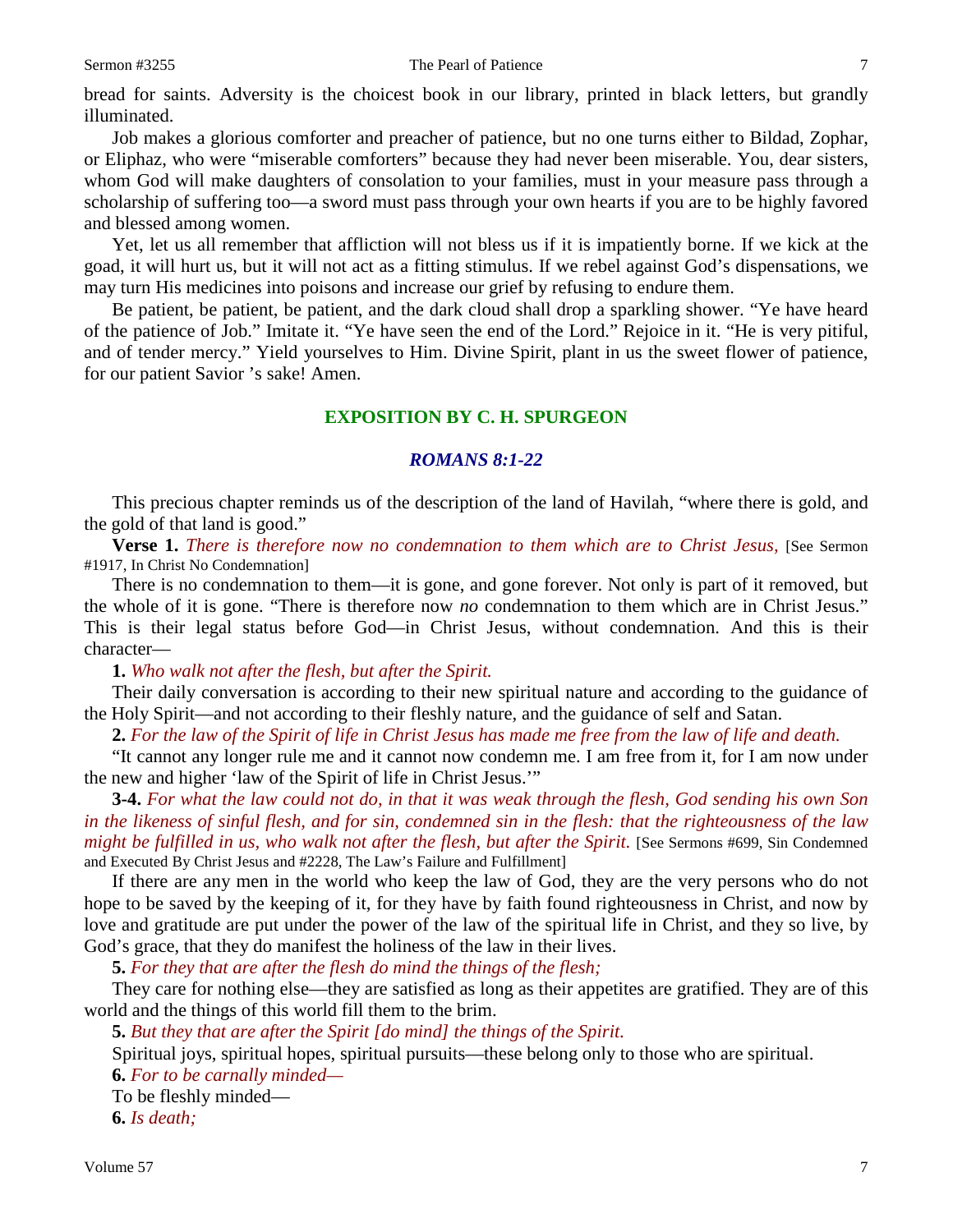bread for saints. Adversity is the choicest book in our library, printed in black letters, but grandly illuminated.

Job makes a glorious comforter and preacher of patience, but no one turns either to Bildad, Zophar, or Eliphaz, who were "miserable comforters" because they had never been miserable. You, dear sisters, whom God will make daughters of consolation to your families, must in your measure pass through a scholarship of suffering too—a sword must pass through your own hearts if you are to be highly favored and blessed among women.

Yet, let us all remember that affliction will not bless us if it is impatiently borne. If we kick at the goad, it will hurt us, but it will not act as a fitting stimulus. If we rebel against God's dispensations, we may turn His medicines into poisons and increase our grief by refusing to endure them.

Be patient, be patient, be patient, and the dark cloud shall drop a sparkling shower. "Ye have heard of the patience of Job." Imitate it. "Ye have seen the end of the Lord." Rejoice in it. "He is very pitiful, and of tender mercy." Yield yourselves to Him. Divine Spirit, plant in us the sweet flower of patience, for our patient Savior 's sake! Amen.

## EXPOSITION BY C. H. SPURGEON

### *ROMANS 8:1-22*

This precious chapter reminds us of the description of the land of Havilah, "where there is gold, and the gold of that land is good."

**Verse 1.** *There is therefore now no condemnation to them which are to Christ Jesus,* [See Sermon #1917, In Christ No Condemnation]

There is no condemnation to them—it is gone, and gone forever. Not only is part of it removed, but the whole of it is gone. "There is therefore now *no* condemnation to them which are in Christ Jesus." This is their legal status before God—in Christ Jesus, without condemnation. And this is their character—

**1.** *Who walk not after the flesh, but after the Spirit.*

Their daily conversation is according to their new spiritual nature and according to the guidance of the Holy Spirit—and not according to their fleshly nature, and the guidance of self and Satan.

**2.** *For the law of the Spirit of life in Christ Jesus has made me free from the law of life and death.*

"It cannot any longer rule me and it cannot now condemn me. I am free from it, for I am now under the new and higher 'law of the Spirit of life in Christ Jesus.'"

**3-4.** *For what the law could not do, in that it was weak through the flesh, God sending his own Son in the likeness of sinful flesh, and for sin, condemned sin in the flesh: that the righteousness of the law might be fulfilled in us, who walk not after the flesh, but after the Spirit.* [See Sermons #699, Sin Condemned and Executed By Christ Jesus and #2228, The Law's Failure and Fulfillment]

If there are any men in the world who keep the law of God, they are the very persons who do not hope to be saved by the keeping of it, for they have by faith found righteousness in Christ, and now by love and gratitude are put under the power of the law of the spiritual life in Christ, and they so live, by God's grace, that they do manifest the holiness of the law in their lives.

**5.** *For they that are after the flesh do mind the things of the flesh;*

They care for nothing else—they are satisfied as long as their appetites are gratified. They are of this world and the things of this world fill them to the brim.

**5.** *But they that are after the Spirit [do mind] the things of the Spirit.*

Spiritual joys, spiritual hopes, spiritual pursuits—these belong only to those who are spiritual.

**6.** *For to be carnally minded—*

To be fleshly minded—

**6.** *Is death;*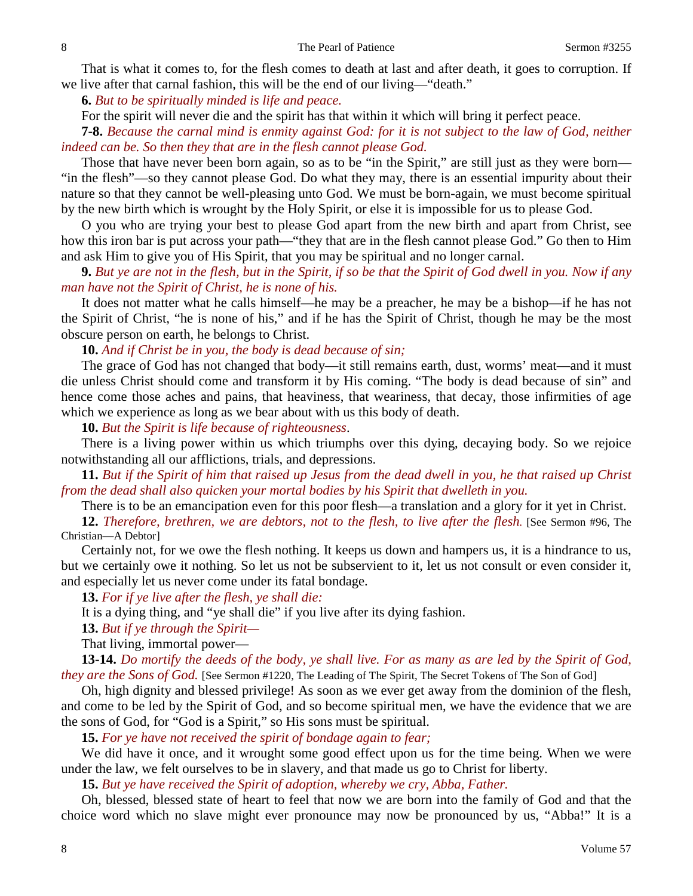That is what it comes to, for the flesh comes to death at last and after death, it goes to corruption. If we live after that carnal fashion, this will be the end of our living—"death."

**6.** *But to be spiritually minded is life and peace.*

For the spirit will never die and the spirit has that within it which will bring it perfect peace.

**7-8.** *Because the carnal mind is enmity against God: for it is not subject to the law of God, neither indeed can be. So then they that are in the flesh cannot please God.*

Those that have never been born again, so as to be "in the Spirit," are still just as they were born—"in the flesh"—so they cannot please God. Do what they may, there is an essential impurity about their nature so that they cannot be well-pleasing unto God. We must be born-again, we must become spiritual by the new birth which is wrought by the Holy Spirit, or else it is impossible for us to please God.

O you who are trying your best to please God apart from the new birth and apart from Christ, see how this iron bar is put across your path—"they that are in the flesh cannot please God." Go then to Him and ask Him to give you of His Spirit, that you may be spiritual and no longer carnal.

**9.** *But ye are not in the flesh, but in the Spirit, if so be that the Spirit of God dwell in you. Now if any man have not the Spirit of Christ, he is none of his.*

It does not matter what he calls himself—he may be a preacher, he may be a bishop—if he has not the Spirit of Christ, "he is none of his," and if he has the Spirit of Christ, though he may be the most obscure person on earth, he belongs to Christ.

**10.** *And if Christ be in you, the body is dead because of sin;*

The grace of God has not changed that body—it still remains earth, dust, worms' meat—and it must die unless Christ should come and transform it by His coming. "The body is dead because of sin" and hence come those aches and pains, that heaviness, that weariness, that decay, those infirmities of age which we experience as long as we bear about with us this body of death.

**10.** *But the Spirit is life because of righteousness.*

There is a living power within us which triumphs over this dying, decaying body. So we rejoice notwithstanding all our afflictions, trials, and depressions.

**11.** *But if the Spirit of him that raised up Jesus from the dead dwell in you, he that raised up Christ from the dead shall also quicken your mortal bodies by his Spirit that dwelleth in you.*

There is to be an emancipation even for this poor flesh—a translation and a glory for it yet in Christ.

**12.** *Therefore, brethren, we are debtors, not to the flesh, to live after the flesh.* [See Sermon #96, The Christian—A Debtor]

Certainly not, for we owe the flesh nothing. It keeps us down and hampers us, it is a hindrance to us, but we certainly owe it nothing. So let us not be subservient to it, let us not consult or even consider it, and especially let us never come under its fatal bondage.

**13.** *For if ye live after the flesh, ye shall die:*

It is a dying thing, and "ye shall die" if you live after its dying fashion.

**13.** *But if ye through the Spirit—*

That living, immortal power—

**13-14.** *Do mortify the deeds of the body, ye shall live. For as many as are led by the Spirit of God, they are the Sons of God.* [See Sermon #1220, The Leading of The Spirit, The Secret Tokens of The Son of God]

Oh, high dignity and blessed privilege! As soon as we ever get away from the dominion of the flesh, and come to be led by the Spirit of God, and so become spiritual men, we have the evidence that we are the sons of God, for "God is a Spirit," so His sons must be spiritual.

**15.** *For ye have not received the spirit of bondage again to fear;*

We did have it once, and it wrought some good effect upon us for the time being. When we were under the law, we felt ourselves to be in slavery, and that made us go to Christ for liberty.

**15.** *But ye have received the Spirit of adoption, whereby we cry, Abba, Father.*

Oh, blessed, blessed state of heart to feel that now we are born into the family of God and that the choice word which no slave might ever pronounce may now be pronounced by us, "Abba!" It is a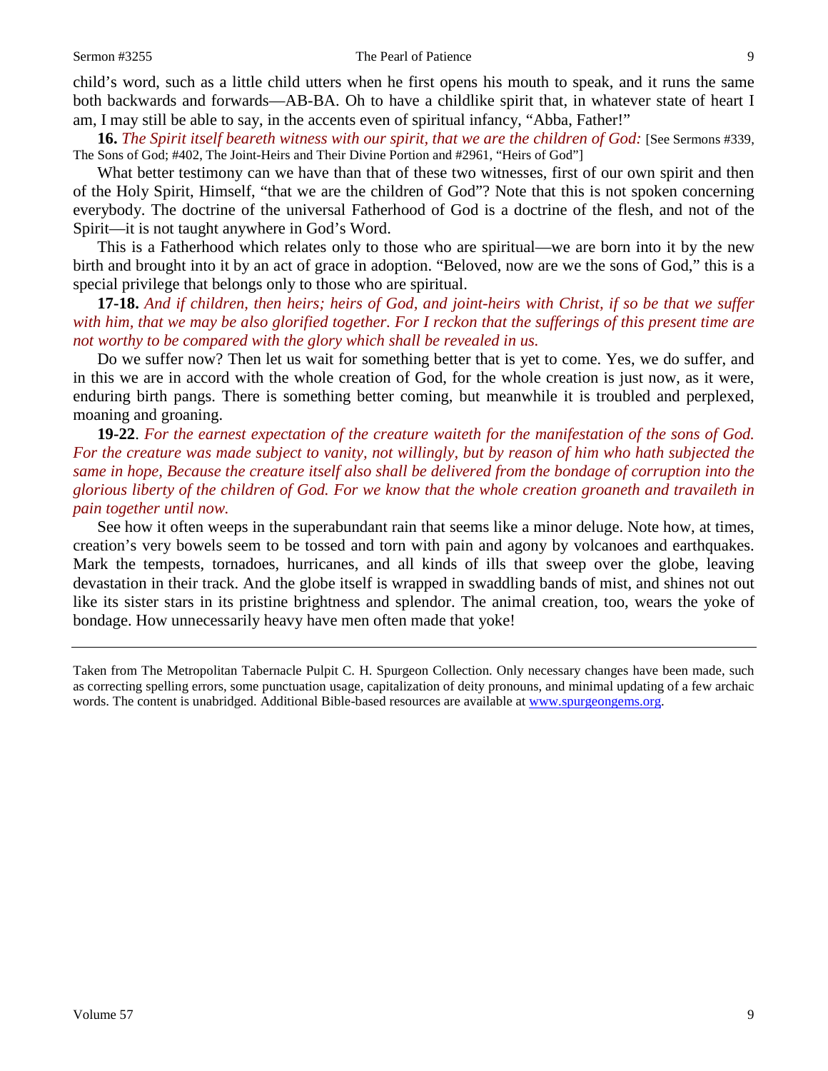child's word, such as a little child utters when he first opens his mouth to speak, and it runs the same both backwards and forwards—AB-BA. Oh to have a childlike spirit that, in whatever state of heart I am, I may still be able to say, in the accents even of spiritual infancy, "Abba, Father!"

**16.** *The Spirit itself beareth witness with our spirit, that we are the children of God:* [See Sermons #339, The Sons of God; #402, The Joint-Heirs and Their Divine Portion and #2961, "Heirs of God"]

What better testimony can we have than that of these two witnesses, first of our own spirit and then of the Holy Spirit, Himself, "that we are the children of God"? Note that this is not spoken concerning everybody. The doctrine of the universal Fatherhood of God is a doctrine of the flesh, and not of the Spirit—it is not taught anywhere in God's Word.

This is a Fatherhood which relates only to those who are spiritual—we are born into it by the new birth and brought into it by an act of grace in adoption. "Beloved, now are we the sons of God," this is a special privilege that belongs only to those who are spiritual.

**17-18.** *And if children, then heirs; heirs of God, and joint-heirs with Christ, if so be that we suffer with him, that we may be also glorified together. For I reckon that the sufferings of this present time are not worthy to be compared with the glory which shall be revealed in us.*

Do we suffer now? Then let us wait for something better that is yet to come. Yes, we do suffer, and in this we are in accord with the whole creation of God, for the whole creation is just now, as it were, enduring birth pangs. There is something better coming, but meanwhile it is troubled and perplexed, moaning and groaning.

**19-22**. *For the earnest expectation of the creature waiteth for the manifestation of the sons of God. For the creature was made subject to vanity, not willingly, but by reason of him who hath subjected the same in hope, Because the creature itself also shall be delivered from the bondage of corruption into the glorious liberty of the children of God. For we know that the whole creation groaneth and travaileth in pain together until now.*

See how it often weeps in the superabundant rain that seems like a minor deluge. Note how, at times, creation's very bowels seem to be tossed and torn with pain and agony by volcanoes and earthquakes. Mark the tempests, tornadoes, hurricanes, and all kinds of ills that sweep over the globe, leaving devastation in their track. And the globe itself is wrapped in swaddling bands of mist, and shines not out like its sister stars in its pristine brightness and splendor. The animal creation, too, wears the yoke of bondage. How unnecessarily heavy have men often made that yoke!

---

Taken from The Metropolitan Tabernacle Pulpit C. H. Spurgeon Collection. Only necessary changes have been made, such as correcting spelling errors, some punctuation usage, capitalization of deity pronouns, and minimal updating of a few archaic words. The content is unabridged. Additional Bible-based resources are available at www.spurgeongems.org.